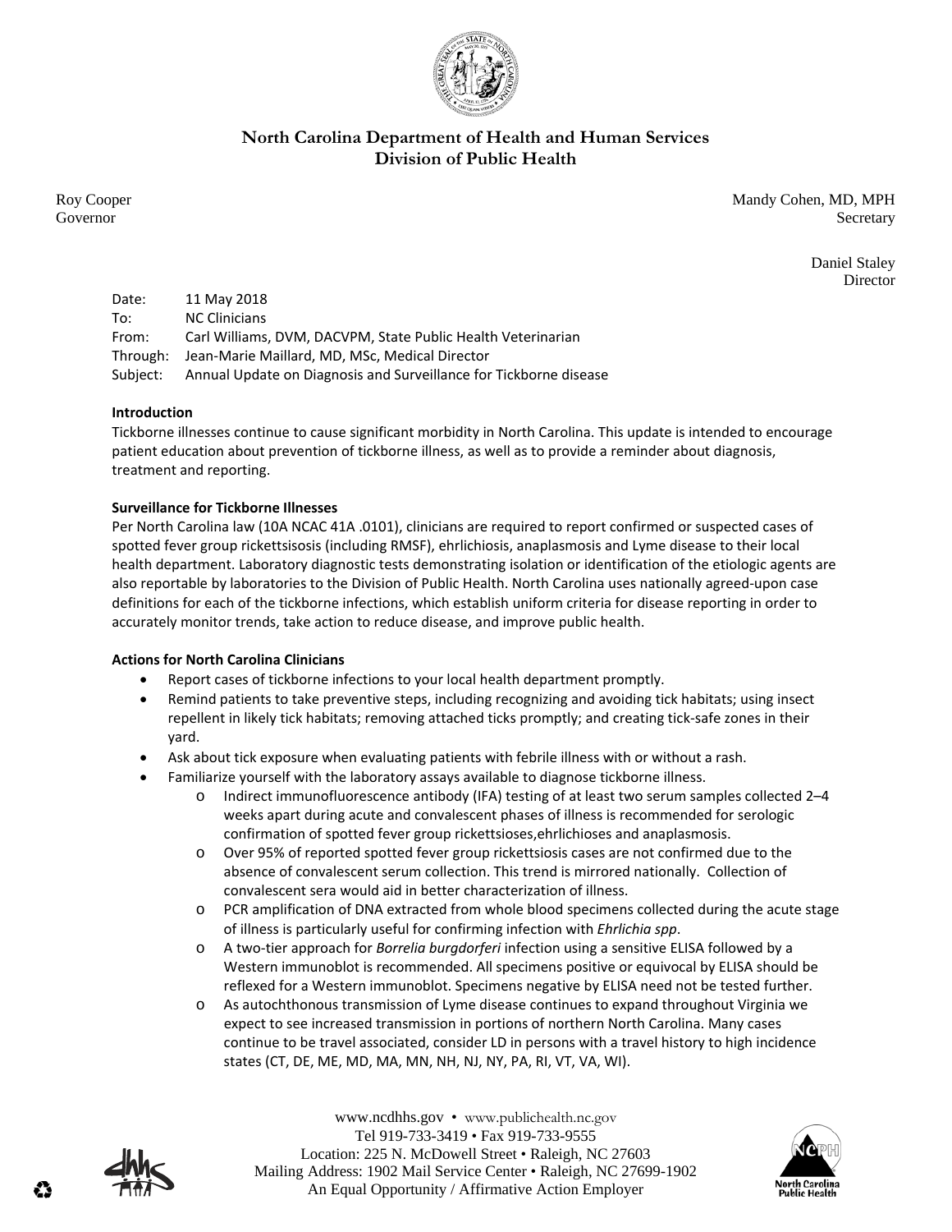# North Carolina Department of Health and Human Services
## Division of Public Health

Roy Cooper
Governor

Mandy Cohen, MD, MPH
Secretary

Daniel Staley
Director

Date: 11 May 2018
To: NC Clinicians
From: Carl Williams, DVM, DACVPM, State Public Health Veterinarian
Through: Jean-Marie Maillard, MD, MSc, Medical Director
Subject: Annual Update on Diagnosis and Surveillance for Tickborne disease

**Introduction**

Tickborne illnesses continue to cause significant morbidity in North Carolina. This update is intended to encourage patient education about prevention of tickborne illness, as well as to provide a reminder about diagnosis, treatment and reporting.

**Surveillance for Tickborne Illnesses**

Per North Carolina law (10A NCAC 41A .0101), clinicians are required to report confirmed or suspected cases of spotted fever group rickettsisosis (including RMSF), ehrlichiosis, anaplasmosis and Lyme disease to their local health department. Laboratory diagnostic tests demonstrating isolation or identification of the etiologic agents are also reportable by laboratories to the Division of Public Health. North Carolina uses nationally agreed-upon case definitions for each of the tickborne infections, which establish uniform criteria for disease reporting in order to accurately monitor trends, take action to reduce disease, and improve public health.

**Actions for North Carolina Clinicians**

- Report cases of tickborne infections to your local health department promptly.
- Remind patients to take preventive steps, including recognizing and avoiding tick habitats; using insect repellent in likely tick habitats; removing attached ticks promptly; and creating tick-safe zones in their yard.
- Ask about tick exposure when evaluating patients with febrile illness with or without a rash.
- Familiarize yourself with the laboratory assays available to diagnose tickborne illness.
  - Indirect immunofluorescence antibody (IFA) testing of at least two serum samples collected 2–4 weeks apart during acute and convalescent phases of illness is recommended for serologic confirmation of spotted fever group rickettsioses,ehrlichioses and anaplasmosis.
  - Over 95% of reported spotted fever group rickettsiosis cases are not confirmed due to the absence of convalescent serum collection. This trend is mirrored nationally. Collection of convalescent sera would aid in better characterization of illness.
  - PCR amplification of DNA extracted from whole blood specimens collected during the acute stage of illness is particularly useful for confirming infection with *Ehrlichia spp*.
  - A two-tier approach for *Borrelia burgdorferi* infection using a sensitive ELISA followed by a Western immunoblot is recommended. All specimens positive or equivocal by ELISA should be reflexed for a Western immunoblot. Specimens negative by ELISA need not be tested further.
  - As autochthonous transmission of Lyme disease continues to expand throughout Virginia we expect to see increased transmission in portions of northern North Carolina. Many cases continue to be travel associated, consider LD in persons with a travel history to high incidence states (CT, DE, ME, MD, MA, MN, NH, NJ, NY, PA, RI, VT, VA, WI).

www.ncdhhs.gov • www.publichealth.nc.gov
Tel 919-733-3419 • Fax 919-733-9555
Location: 225 N. McDowell Street • Raleigh, NC 27603
Mailing Address: 1902 Mail Service Center • Raleigh, NC 27699-1902
An Equal Opportunity / Affirmative Action Employer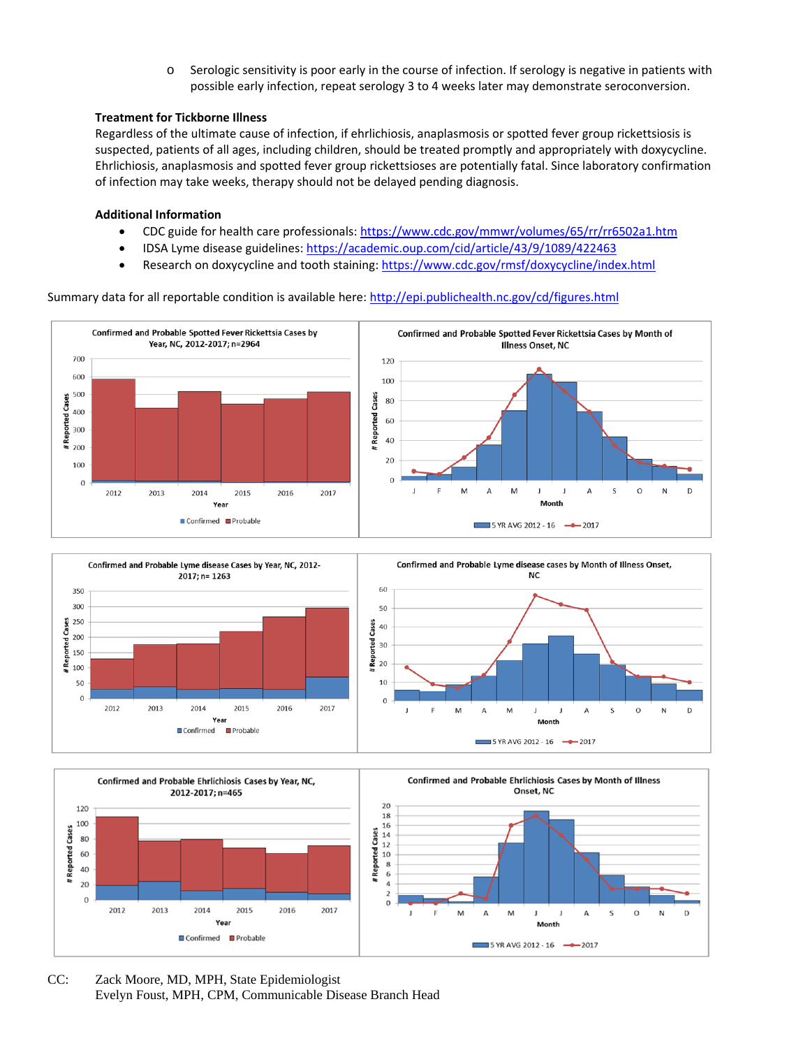- Serologic sensitivity is poor early in the course of infection. If serology is negative in patients with possible early infection, repeat serology 3 to 4 weeks later may demonstrate seroconversion.

**Treatment for Tickborne Illness**

Regardless of the ultimate cause of infection, if ehrlichiosis, anaplasmosis or spotted fever group rickettsiosis is suspected, patients of all ages, including children, should be treated promptly and appropriately with doxycycline. Ehrlichiosis, anaplasmosis and spotted fever group rickettsioses are potentially fatal. Since laboratory confirmation of infection may take weeks, therapy should not be delayed pending diagnosis.

**Additional Information**

- CDC guide for health care professionals: https://www.cdc.gov/mmwr/volumes/65/rr/rr6502a1.htm
- IDSA Lyme disease guidelines: https://academic.oup.com/cid/article/43/9/1089/422463
- Research on doxycycline and tooth staining: https://www.cdc.gov/rmsf/doxycycline/index.html

Summary data for all reportable condition is available here: http://epi.publichealth.nc.gov/cd/figures.html

Confirmed and Probable Spotted Fever Rickettsia Cases by Year, NC, 2012-2017; n=2964

# Reported Cases
0 100 200 300 400 500 600 700
2012 2013 2014 2015 2016 2017
Year
Confirmed Probable

Confirmed and Probable Spotted Fever Rickettsia Cases by Month of Illness Onset, NC

# Reported Cases
0 20 40 60 80 100 120
J F M A M J J A S O N D
Month
5 YR AVG 2012 - 16 2017

Confirmed and Probable Lyme disease Cases by Year, NC, 2012-2017; n= 1263

# Reported Cases
0 50 100 150 200 250 300 350
2012 2013 2014 2015 2016 2017
Year
Confirmed Probable

Confirmed and Probable Lyme disease cases by Month of Illness Onset, NC

# Reported Cases
0 10 20 30 40 50 60
J F M A M J J A S O N D
Month
5 YR AVG 2012 - 16 2017

Confirmed and Probable Ehrlichiosis Cases by Year, NC, 2012-2017; n=465

# Reported Cases
0 20 40 60 80 100 120
2012 2013 2014 2015 2016 2017
Year
Confirmed Probable

Confirmed and Probable Ehrlichiosis Cases by Month of Illness Onset, NC

# Reported Cases
0 2 4 6 8 10 12 14 16 18 20
J F M A M J J A S O N D
Month
5 YR AVG 2012 - 16 2017

CC: Zack Moore, MD, MPH, State Epidemiologist
Evelyn Foust, MPH, CPM, Communicable Disease Branch Head